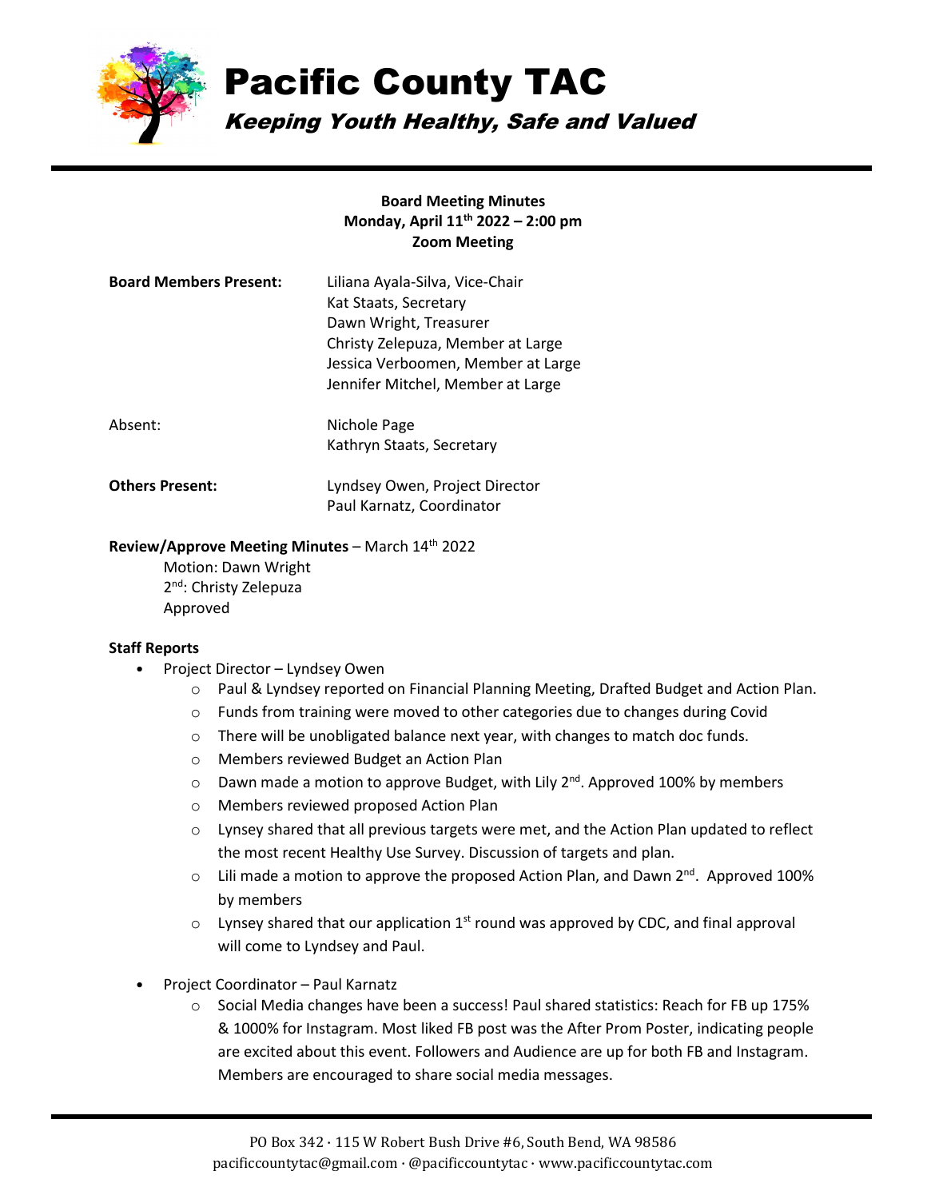# Pacific County TAC

***Keeping Youth Healthy, Safe and Valued***

**Board Meeting Minutes**
**Monday, April 11th 2022 – 2:00 pm**
**Zoom Meeting**

| **Board Members Present:** | Liliana Ayala-Silva, Vice-Chair<br>Kat Staats, Secretary<br>Dawn Wright, Treasurer<br>Christy Zelepuza, Member at Large<br>Jessica Verboomen, Member at Large<br>Jennifer Mitchel, Member at Large |
|---|---|
| Absent: | Nichole Page<br>Kathryn Staats, Secretary |
| **Others Present:** | Lyndsey Owen, Project Director<br>Paul Karnatz, Coordinator |

**Review/Approve Meeting Minutes** – March 14th 2022

Motion: Dawn Wright
2nd: Christy Zelepuza
Approved

**Staff Reports**

- Project Director – Lyndsey Owen
  - Paul & Lyndsey reported on Financial Planning Meeting, Drafted Budget and Action Plan.
  - Funds from training were moved to other categories due to changes during Covid
  - There will be unobligated balance next year, with changes to match doc funds.
  - Members reviewed Budget an Action Plan
  - Dawn made a motion to approve Budget, with Lily 2nd. Approved 100% by members
  - Members reviewed proposed Action Plan
  - Lynsey shared that all previous targets were met, and the Action Plan updated to reflect the most recent Healthy Use Survey. Discussion of targets and plan.
  - Lili made a motion to approve the proposed Action Plan, and Dawn 2nd. Approved 100% by members
  - Lynsey shared that our application 1st round was approved by CDC, and final approval will come to Lyndsey and Paul.
- Project Coordinator – Paul Karnatz
  - Social Media changes have been a success! Paul shared statistics: Reach for FB up 175% & 1000% for Instagram. Most liked FB post was the After Prom Poster, indicating people are excited about this event. Followers and Audience are up for both FB and Instagram. Members are encouraged to share social media messages.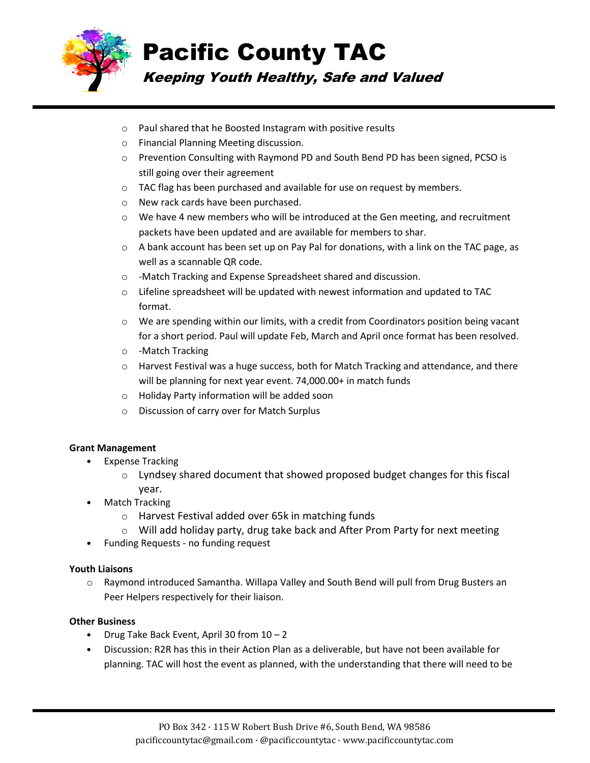- Paul shared that he Boosted Instagram with positive results
- Financial Planning Meeting discussion.
- Prevention Consulting with Raymond PD and South Bend PD has been signed, PCSO is still going over their agreement
- TAC flag has been purchased and available for use on request by members.
- New rack cards have been purchased.
- We have 4 new members who will be introduced at the Gen meeting, and recruitment packets have been updated and are available for members to shar.
- A bank account has been set up on Pay Pal for donations, with a link on the TAC page, as well as a scannable QR code.
- -Match Tracking and Expense Spreadsheet shared and discussion.
- Lifeline spreadsheet will be updated with newest information and updated to TAC format.
- We are spending within our limits, with a credit from Coordinators position being vacant for a short period. Paul will update Feb, March and April once format has been resolved.
- -Match Tracking
- Harvest Festival was a huge success, both for Match Tracking and attendance, and there will be planning for next year event. 74,000.00+ in match funds
- Holiday Party information will be added soon
- Discussion of carry over for Match Surplus

**Grant Management**

- Expense Tracking
  - Lyndsey shared document that showed proposed budget changes for this fiscal year.
- Match Tracking
  - Harvest Festival added over 65k in matching funds
  - Will add holiday party, drug take back and After Prom Party for next meeting
- Funding Requests - no funding request

**Youth Liaisons**

- Raymond introduced Samantha. Willapa Valley and South Bend will pull from Drug Busters an Peer Helpers respectively for their liaison.

**Other Business**

- Drug Take Back Event, April 30 from 10 – 2
- Discussion: R2R has this in their Action Plan as a deliverable, but have not been available for planning. TAC will host the event as planned, with the understanding that there will need to be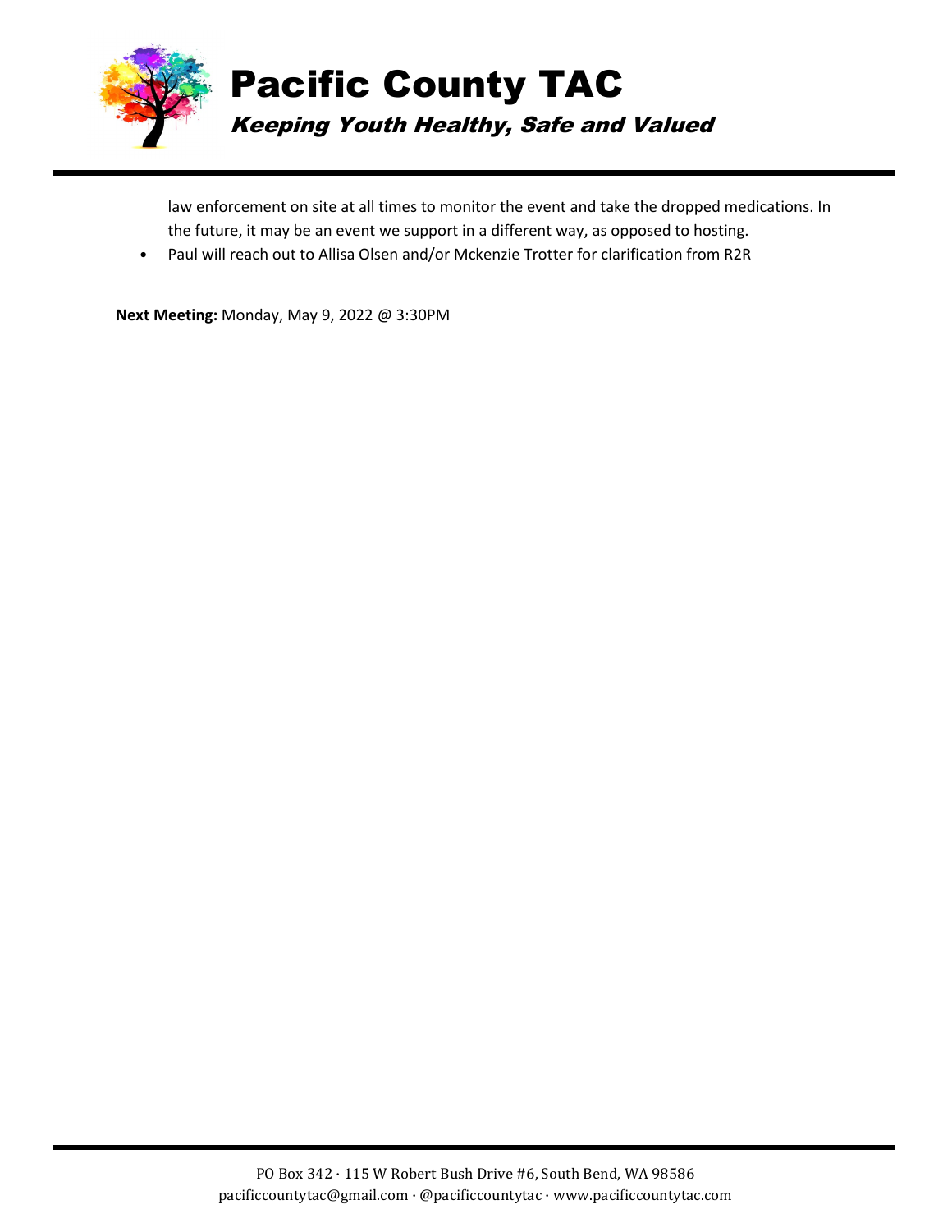law enforcement on site at all times to monitor the event and take the dropped medications. In the future, it may be an event we support in a different way, as opposed to hosting.

- Paul will reach out to Allisa Olsen and/or Mckenzie Trotter for clarification from R2R

**Next Meeting:** Monday, May 9, 2022 @ 3:30PM